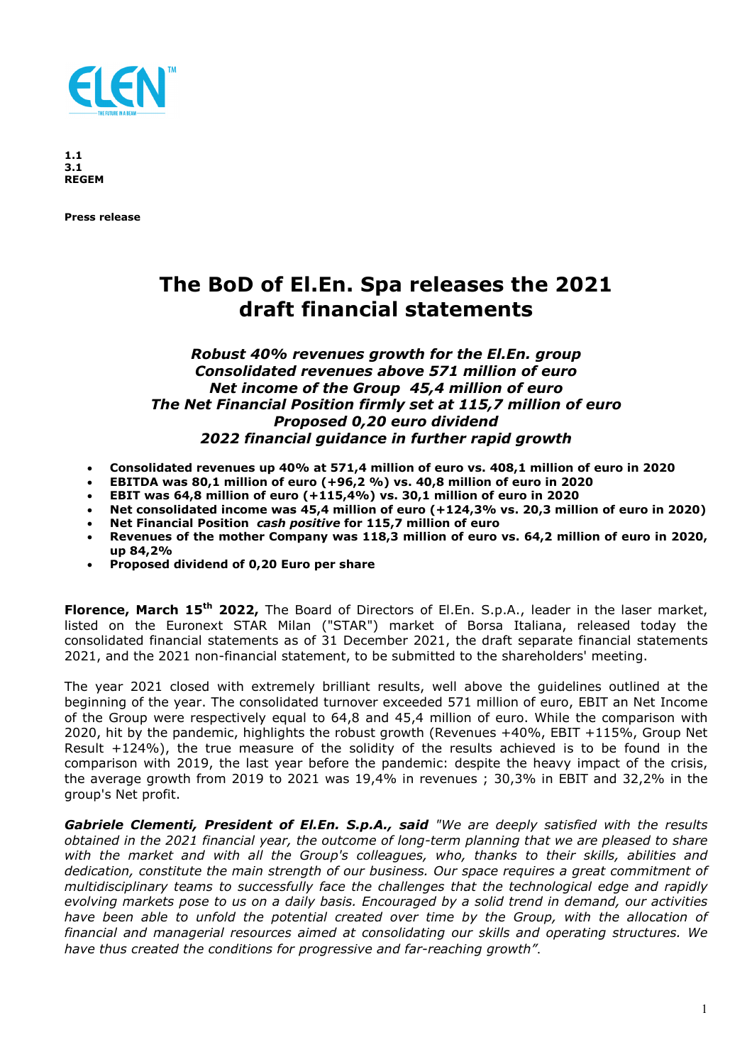**1.1**
**3.1**
**REGEM**

**Press release**

# The BoD of El.En. Spa releases the 2021 draft financial statements

***Robust 40% revenues growth for the El.En. group***
***Consolidated revenues above 571 million of euro***
***Net income of the Group 45,4 million of euro***
***The Net Financial Position firmly set at 115,7 million of euro***
***Proposed 0,20 euro dividend***
***2022 financial guidance in further rapid growth***

- **Consolidated revenues up 40% at 571,4 million of euro vs. 408,1 million of euro in 2020**
- **EBITDA was 80,1 million of euro (+96,2 %) vs. 40,8 million of euro in 2020**
- **EBIT was 64,8 million of euro (+115,4%) vs. 30,1 million of euro in 2020**
- **Net consolidated income was 45,4 million of euro (+124,3% vs. 20,3 million of euro in 2020)**
- **Net Financial Position *cash positive* for 115,7 million of euro**
- **Revenues of the mother Company was 118,3 million of euro vs. 64,2 million of euro in 2020, up 84,2%**
- **Proposed dividend of 0,20 Euro per share**

**Florence, March 15th 2022,** The Board of Directors of El.En. S.p.A., leader in the laser market, listed on the Euronext STAR Milan ("STAR") market of Borsa Italiana, released today the consolidated financial statements as of 31 December 2021, the draft separate financial statements 2021, and the 2021 non-financial statement, to be submitted to the shareholders' meeting.

The year 2021 closed with extremely brilliant results, well above the guidelines outlined at the beginning of the year. The consolidated turnover exceeded 571 million of euro, EBIT an Net Income of the Group were respectively equal to 64,8 and 45,4 million of euro. While the comparison with 2020, hit by the pandemic, highlights the robust growth (Revenues +40%, EBIT +115%, Group Net Result +124%), the true measure of the solidity of the results achieved is to be found in the comparison with 2019, the last year before the pandemic: despite the heavy impact of the crisis, the average growth from 2019 to 2021 was 19,4% in revenues ; 30,3% in EBIT and 32,2% in the group's Net profit.

***Gabriele Clementi, President of El.En. S.p.A., said*** *"We are deeply satisfied with the results obtained in the 2021 financial year, the outcome of long-term planning that we are pleased to share with the market and with all the Group's colleagues, who, thanks to their skills, abilities and dedication, constitute the main strength of our business. Our space requires a great commitment of multidisciplinary teams to successfully face the challenges that the technological edge and rapidly evolving markets pose to us on a daily basis. Encouraged by a solid trend in demand, our activities have been able to unfold the potential created over time by the Group, with the allocation of financial and managerial resources aimed at consolidating our skills and operating structures. We have thus created the conditions for progressive and far-reaching growth".*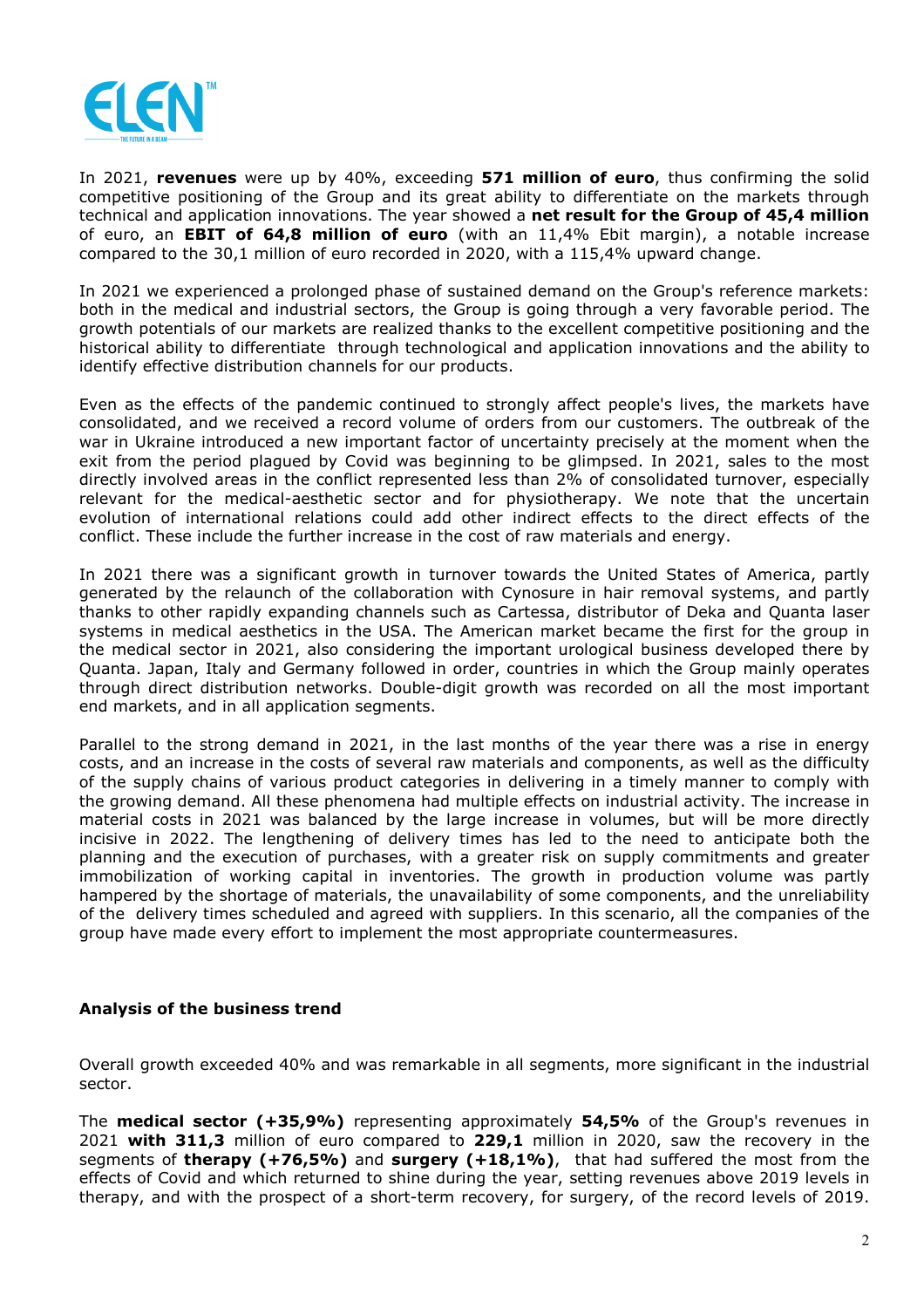In 2021, **revenues** were up by 40%, exceeding **571 million of euro**, thus confirming the solid competitive positioning of the Group and its great ability to differentiate on the markets through technical and application innovations. The year showed a **net result for the Group of 45,4 million** of euro, an **EBIT of 64,8 million of euro** (with an 11,4% Ebit margin), a notable increase compared to the 30,1 million of euro recorded in 2020, with a 115,4% upward change.

In 2021 we experienced a prolonged phase of sustained demand on the Group's reference markets: both in the medical and industrial sectors, the Group is going through a very favorable period. The growth potentials of our markets are realized thanks to the excellent competitive positioning and the historical ability to differentiate through technological and application innovations and the ability to identify effective distribution channels for our products.

Even as the effects of the pandemic continued to strongly affect people's lives, the markets have consolidated, and we received a record volume of orders from our customers. The outbreak of the war in Ukraine introduced a new important factor of uncertainty precisely at the moment when the exit from the period plagued by Covid was beginning to be glimpsed. In 2021, sales to the most directly involved areas in the conflict represented less than 2% of consolidated turnover, especially relevant for the medical-aesthetic sector and for physiotherapy. We note that the uncertain evolution of international relations could add other indirect effects to the direct effects of the conflict. These include the further increase in the cost of raw materials and energy.

In 2021 there was a significant growth in turnover towards the United States of America, partly generated by the relaunch of the collaboration with Cynosure in hair removal systems, and partly thanks to other rapidly expanding channels such as Cartessa, distributor of Deka and Quanta laser systems in medical aesthetics in the USA. The American market became the first for the group in the medical sector in 2021, also considering the important urological business developed there by Quanta. Japan, Italy and Germany followed in order, countries in which the Group mainly operates through direct distribution networks. Double-digit growth was recorded on all the most important end markets, and in all application segments.

Parallel to the strong demand in 2021, in the last months of the year there was a rise in energy costs, and an increase in the costs of several raw materials and components, as well as the difficulty of the supply chains of various product categories in delivering in a timely manner to comply with the growing demand. All these phenomena had multiple effects on industrial activity. The increase in material costs in 2021 was balanced by the large increase in volumes, but will be more directly incisive in 2022. The lengthening of delivery times has led to the need to anticipate both the planning and the execution of purchases, with a greater risk on supply commitments and greater immobilization of working capital in inventories. The growth in production volume was partly hampered by the shortage of materials, the unavailability of some components, and the unreliability of the delivery times scheduled and agreed with suppliers. In this scenario, all the companies of the group have made every effort to implement the most appropriate countermeasures.

## Analysis of the business trend

Overall growth exceeded 40% and was remarkable in all segments, more significant in the industrial sector.

The **medical sector (+35,9%)** representing approximately **54,5%** of the Group's revenues in 2021 **with 311,3** million of euro compared to **229,1** million in 2020, saw the recovery in the segments of **therapy (+76,5%)** and **surgery (+18,1%)**, that had suffered the most from the effects of Covid and which returned to shine during the year, setting revenues above 2019 levels in therapy, and with the prospect of a short-term recovery, for surgery, of the record levels of 2019.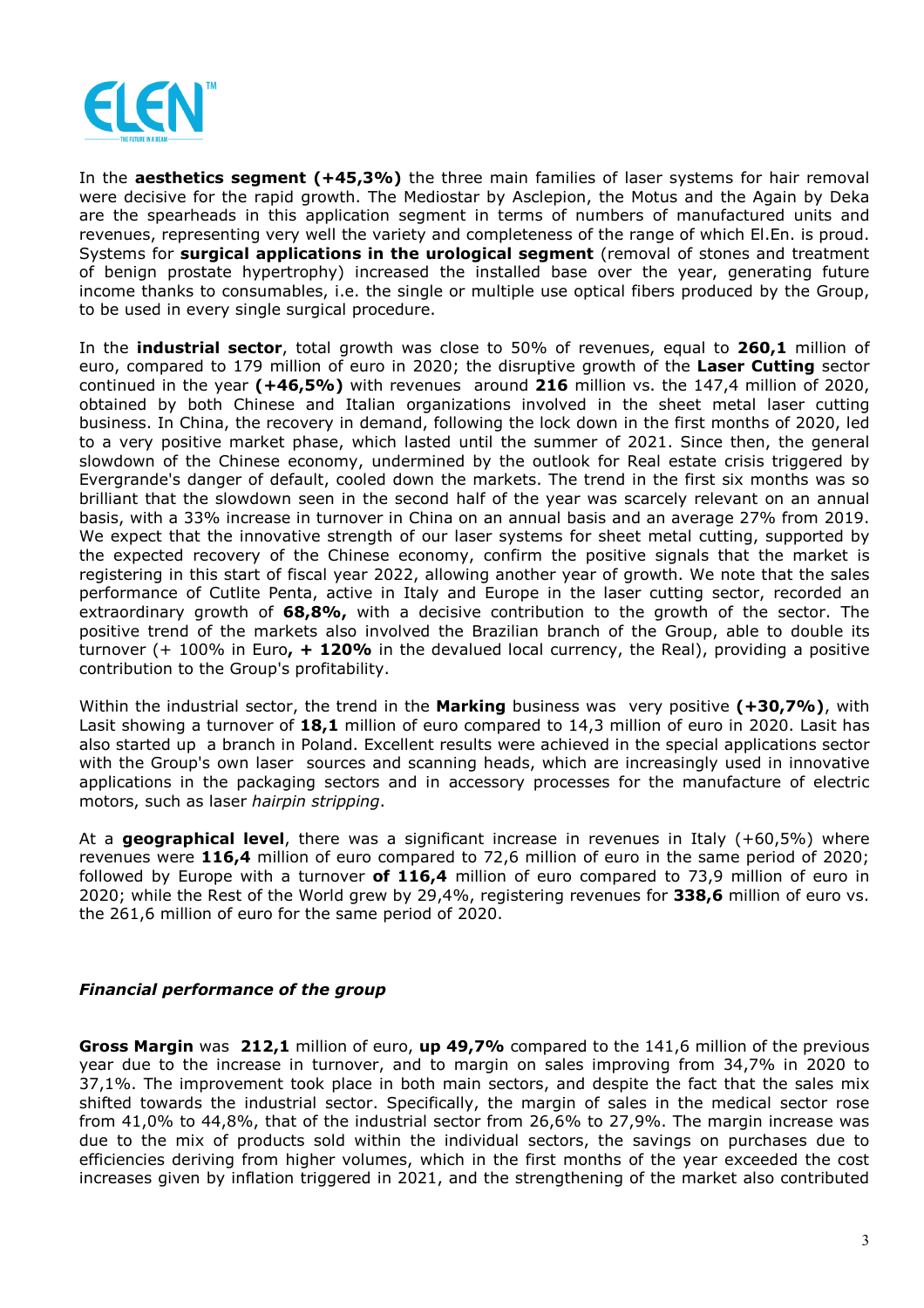In the **aesthetics segment (+45,3%)** the three main families of laser systems for hair removal were decisive for the rapid growth. The Mediostar by Asclepion, the Motus and the Again by Deka are the spearheads in this application segment in terms of numbers of manufactured units and revenues, representing very well the variety and completeness of the range of which El.En. is proud. Systems for **surgical applications in the urological segment** (removal of stones and treatment of benign prostate hypertrophy) increased the installed base over the year, generating future income thanks to consumables, i.e. the single or multiple use optical fibers produced by the Group, to be used in every single surgical procedure.

In the **industrial sector**, total growth was close to 50% of revenues, equal to **260,1** million of euro, compared to 179 million of euro in 2020; the disruptive growth of the **Laser Cutting** sector continued in the year **(+46,5%)** with revenues around **216** million vs. the 147,4 million of 2020, obtained by both Chinese and Italian organizations involved in the sheet metal laser cutting business. In China, the recovery in demand, following the lock down in the first months of 2020, led to a very positive market phase, which lasted until the summer of 2021. Since then, the general slowdown of the Chinese economy, undermined by the outlook for Real estate crisis triggered by Evergrande's danger of default, cooled down the markets. The trend in the first six months was so brilliant that the slowdown seen in the second half of the year was scarcely relevant on an annual basis, with a 33% increase in turnover in China on an annual basis and an average 27% from 2019. We expect that the innovative strength of our laser systems for sheet metal cutting, supported by the expected recovery of the Chinese economy, confirm the positive signals that the market is registering in this start of fiscal year 2022, allowing another year of growth. We note that the sales performance of Cutlite Penta, active in Italy and Europe in the laser cutting sector, recorded an extraordinary growth of **68,8%,** with a decisive contribution to the growth of the sector. The positive trend of the markets also involved the Brazilian branch of the Group, able to double its turnover (+ 100% in Euro**, + 120%** in the devalued local currency, the Real), providing a positive contribution to the Group's profitability.

Within the industrial sector, the trend in the **Marking** business was very positive **(+30,7%)**, with Lasit showing a turnover of **18,1** million of euro compared to 14,3 million of euro in 2020. Lasit has also started up a branch in Poland. Excellent results were achieved in the special applications sector with the Group's own laser sources and scanning heads, which are increasingly used in innovative applications in the packaging sectors and in accessory processes for the manufacture of electric motors, such as laser *hairpin stripping*.

At a **geographical level**, there was a significant increase in revenues in Italy (+60,5%) where revenues were **116,4** million of euro compared to 72,6 million of euro in the same period of 2020; followed by Europe with a turnover **of 116,4** million of euro compared to 73,9 million of euro in 2020; while the Rest of the World grew by 29,4%, registering revenues for **338,6** million of euro vs. the 261,6 million of euro for the same period of 2020.

### *Financial performance of the group*

**Gross Margin** was **212,1** million of euro, **up 49,7%** compared to the 141,6 million of the previous year due to the increase in turnover, and to margin on sales improving from 34,7% in 2020 to 37,1%. The improvement took place in both main sectors, and despite the fact that the sales mix shifted towards the industrial sector. Specifically, the margin of sales in the medical sector rose from 41,0% to 44,8%, that of the industrial sector from 26,6% to 27,9%. The margin increase was due to the mix of products sold within the individual sectors, the savings on purchases due to efficiencies deriving from higher volumes, which in the first months of the year exceeded the cost increases given by inflation triggered in 2021, and the strengthening of the market also contributed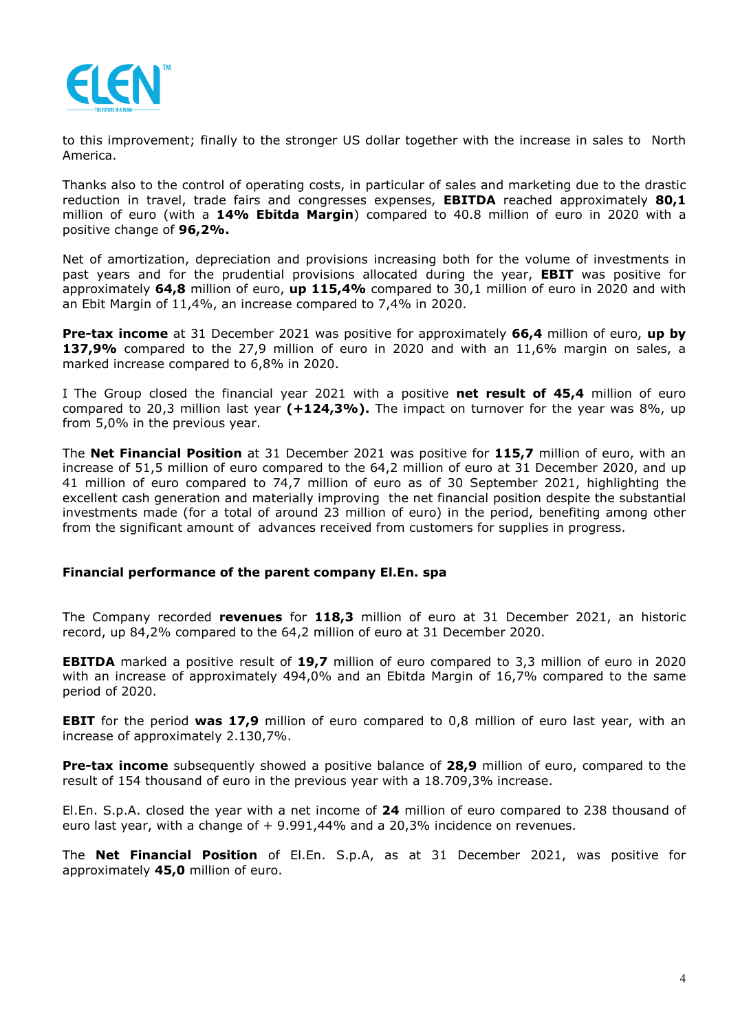to this improvement; finally to the stronger US dollar together with the increase in sales to North America.

Thanks also to the control of operating costs, in particular of sales and marketing due to the drastic reduction in travel, trade fairs and congresses expenses, **EBITDA** reached approximately **80,1** million of euro (with a **14% Ebitda Margin**) compared to 40.8 million of euro in 2020 with a positive change of **96,2%.**

Net of amortization, depreciation and provisions increasing both for the volume of investments in past years and for the prudential provisions allocated during the year, **EBIT** was positive for approximately **64,8** million of euro, **up 115,4%** compared to 30,1 million of euro in 2020 and with an Ebit Margin of 11,4%, an increase compared to 7,4% in 2020.

**Pre-tax income** at 31 December 2021 was positive for approximately **66,4** million of euro, **up by 137,9%** compared to the 27,9 million of euro in 2020 and with an 11,6% margin on sales, a marked increase compared to 6,8% in 2020.

I The Group closed the financial year 2021 with a positive **net result of 45,4** million of euro compared to 20,3 million last year **(+124,3%).** The impact on turnover for the year was 8%, up from 5,0% in the previous year.

The **Net Financial Position** at 31 December 2021 was positive for **115,7** million of euro, with an increase of 51,5 million of euro compared to the 64,2 million of euro at 31 December 2020, and up 41 million of euro compared to 74,7 million of euro as of 30 September 2021, highlighting the excellent cash generation and materially improving the net financial position despite the substantial investments made (for a total of around 23 million of euro) in the period, benefiting among other from the significant amount of advances received from customers for supplies in progress.

### Financial performance of the parent company El.En. spa

The Company recorded **revenues** for **118,3** million of euro at 31 December 2021, an historic record, up 84,2% compared to the 64,2 million of euro at 31 December 2020.

**EBITDA** marked a positive result of **19,7** million of euro compared to 3,3 million of euro in 2020 with an increase of approximately 494,0% and an Ebitda Margin of 16,7% compared to the same period of 2020.

**EBIT** for the period **was 17,9** million of euro compared to 0,8 million of euro last year, with an increase of approximately 2.130,7%.

**Pre-tax income** subsequently showed a positive balance of **28,9** million of euro, compared to the result of 154 thousand of euro in the previous year with a 18.709,3% increase.

El.En. S.p.A. closed the year with a net income of **24** million of euro compared to 238 thousand of euro last year, with a change of + 9.991,44% and a 20,3% incidence on revenues.

The **Net Financial Position** of El.En. S.p.A, as at 31 December 2021, was positive for approximately **45,0** million of euro.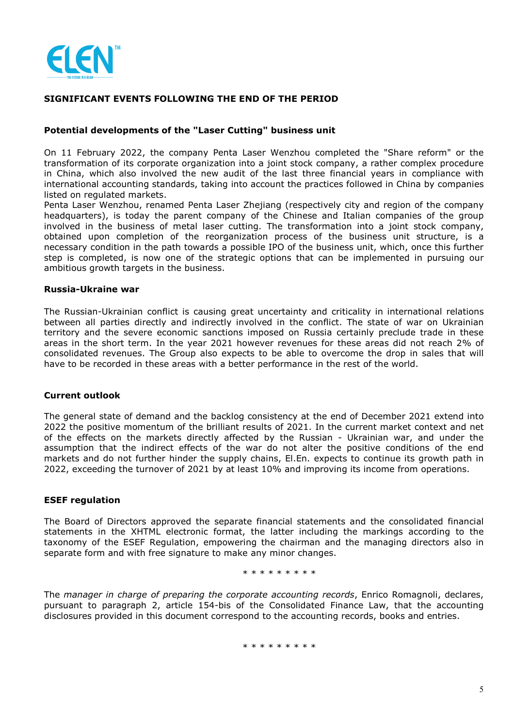## SIGNIFICANT EVENTS FOLLOWING THE END OF THE PERIOD

### Potential developments of the "Laser Cutting" business unit

On 11 February 2022, the company Penta Laser Wenzhou completed the "Share reform" or the transformation of its corporate organization into a joint stock company, a rather complex procedure in China, which also involved the new audit of the last three financial years in compliance with international accounting standards, taking into account the practices followed in China by companies listed on regulated markets.
Penta Laser Wenzhou, renamed Penta Laser Zhejiang (respectively city and region of the company headquarters), is today the parent company of the Chinese and Italian companies of the group involved in the business of metal laser cutting. The transformation into a joint stock company, obtained upon completion of the reorganization process of the business unit structure, is a necessary condition in the path towards a possible IPO of the business unit, which, once this further step is completed, is now one of the strategic options that can be implemented in pursuing our ambitious growth targets in the business.

### Russia-Ukraine war

The Russian-Ukrainian conflict is causing great uncertainty and criticality in international relations between all parties directly and indirectly involved in the conflict. The state of war on Ukrainian territory and the severe economic sanctions imposed on Russia certainly preclude trade in these areas in the short term. In the year 2021 however revenues for these areas did not reach 2% of consolidated revenues. The Group also expects to be able to overcome the drop in sales that will have to be recorded in these areas with a better performance in the rest of the world.

### Current outlook

The general state of demand and the backlog consistency at the end of December 2021 extend into 2022 the positive momentum of the brilliant results of 2021. In the current market context and net of the effects on the markets directly affected by the Russian - Ukrainian war, and under the assumption that the indirect effects of the war do not alter the positive conditions of the end markets and do not further hinder the supply chains, El.En. expects to continue its growth path in 2022, exceeding the turnover of 2021 by at least 10% and improving its income from operations.

### ESEF regulation

The Board of Directors approved the separate financial statements and the consolidated financial statements in the XHTML electronic format, the latter including the markings according to the taxonomy of the ESEF Regulation, empowering the chairman and the managing directors also in separate form and with free signature to make any minor changes.

* * * * * * * * *

The *manager in charge of preparing the corporate accounting records*, Enrico Romagnoli, declares, pursuant to paragraph 2, article 154-bis of the Consolidated Finance Law, that the accounting disclosures provided in this document correspond to the accounting records, books and entries.

* * * * * * * * *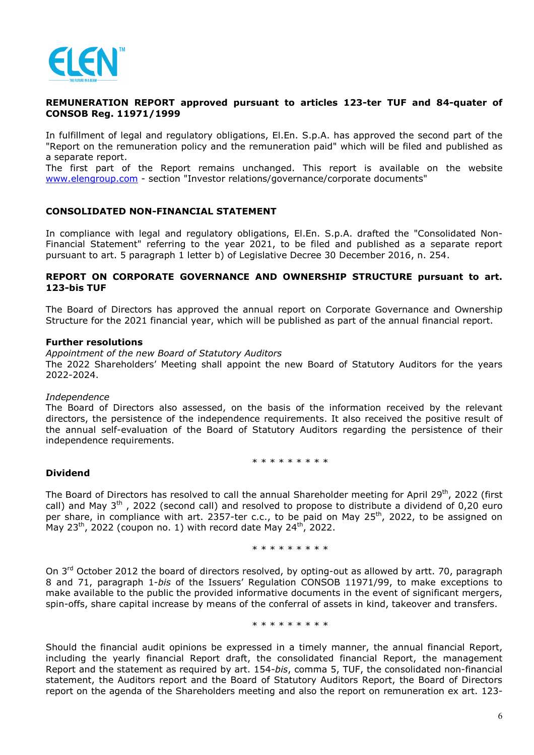**REMUNERATION REPORT approved pursuant to articles 123-ter TUF and 84-quater of CONSOB Reg. 11971/1999**

In fulfillment of legal and regulatory obligations, El.En. S.p.A. has approved the second part of the "Report on the remuneration policy and the remuneration paid" which will be filed and published as a separate report.
The first part of the Report remains unchanged. This report is available on the website www.elengroup.com - section "Investor relations/governance/corporate documents"

**CONSOLIDATED NON-FINANCIAL STATEMENT**

In compliance with legal and regulatory obligations, El.En. S.p.A. drafted the "Consolidated Non-Financial Statement" referring to the year 2021, to be filed and published as a separate report pursuant to art. 5 paragraph 1 letter b) of Legislative Decree 30 December 2016, n. 254.

**REPORT ON CORPORATE GOVERNANCE AND OWNERSHIP STRUCTURE pursuant to art. 123-bis TUF**

The Board of Directors has approved the annual report on Corporate Governance and Ownership Structure for the 2021 financial year, which will be published as part of the annual financial report.

**Further resolutions**

*Appointment of the new Board of Statutory Auditors*
The 2022 Shareholders' Meeting shall appoint the new Board of Statutory Auditors for the years 2022-2024.

*Independence*
The Board of Directors also assessed, on the basis of the information received by the relevant directors, the persistence of the independence requirements. It also received the positive result of the annual self-evaluation of the Board of Statutory Auditors regarding the persistence of their independence requirements.

* * * * * * * * *

**Dividend**

The Board of Directors has resolved to call the annual Shareholder meeting for April 29th, 2022 (first call) and May 3th, 2022 (second call) and resolved to propose to distribute a dividend of 0,20 euro per share, in compliance with art. 2357-ter c.c., to be paid on May 25th, 2022, to be assigned on May 23th, 2022 (coupon no. 1) with record date May 24th, 2022.

* * * * * * * * *

On 3rd October 2012 the board of directors resolved, by opting-out as allowed by artt. 70, paragraph 8 and 71, paragraph 1-*bis* of the Issuers' Regulation CONSOB 11971/99, to make exceptions to make available to the public the provided informative documents in the event of significant mergers, spin-offs, share capital increase by means of the conferral of assets in kind, takeover and transfers.

* * * * * * * * *

Should the financial audit opinions be expressed in a timely manner, the annual financial Report, including the yearly financial Report draft, the consolidated financial Report, the management Report and the statement as required by art. 154-*bis*, comma 5, TUF, the consolidated non-financial statement, the Auditors report and the Board of Statutory Auditors Report, the Board of Directors report on the agenda of the Shareholders meeting and also the report on remuneration ex art. 123-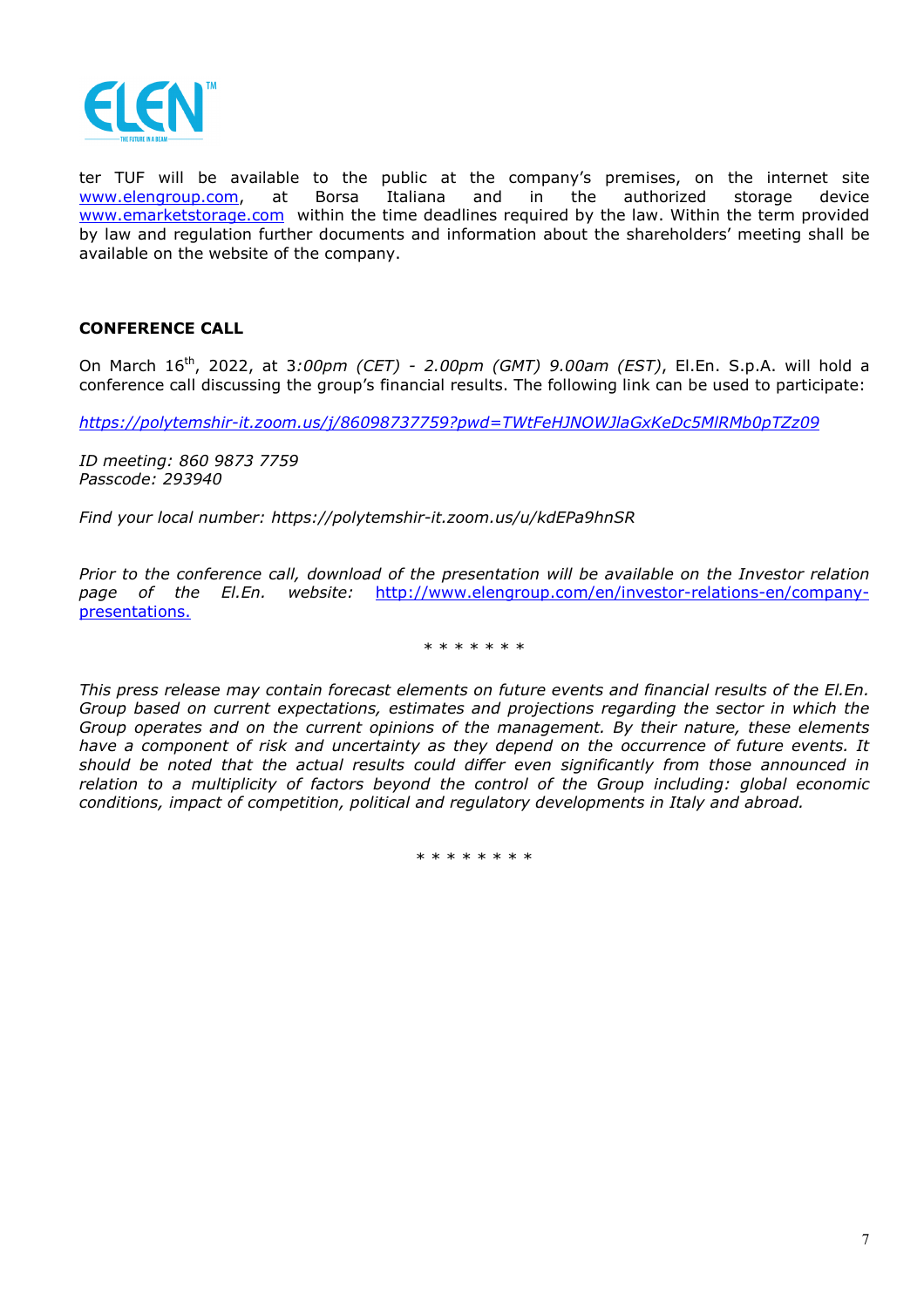ter TUF will be available to the public at the company's premises, on the internet site www.elengroup.com, at Borsa Italiana and in the authorized storage device www.emarketstorage.com within the time deadlines required by the law. Within the term provided by law and regulation further documents and information about the shareholders' meeting shall be available on the website of the company.

## CONFERENCE CALL

On March 16th, 2022, at 3*:00pm (CET) - 2.00pm (GMT) 9.00am (EST)*, El.En. S.p.A. will hold a conference call discussing the group's financial results. The following link can be used to participate:

*https://polytemshir-it.zoom.us/j/86098737759?pwd=TWtFeHJNOWJlaGxKeDc5MlRMb0pTZz09*

*ID meeting: 860 9873 7759*
*Passcode: 293940*

*Find your local number: https://polytemshir-it.zoom.us/u/kdEPa9hnSR*

*Prior to the conference call, download of the presentation will be available on the Investor relation page of the El.En. website:* http://www.elengroup.com/en/investor-relations-en/company-presentations.

\* \* \* \* \* \* \*

*This press release may contain forecast elements on future events and financial results of the El.En. Group based on current expectations, estimates and projections regarding the sector in which the Group operates and on the current opinions of the management. By their nature, these elements have a component of risk and uncertainty as they depend on the occurrence of future events. It should be noted that the actual results could differ even significantly from those announced in relation to a multiplicity of factors beyond the control of the Group including: global economic conditions, impact of competition, political and regulatory developments in Italy and abroad.*

\* \* \* \* \* \* \* \*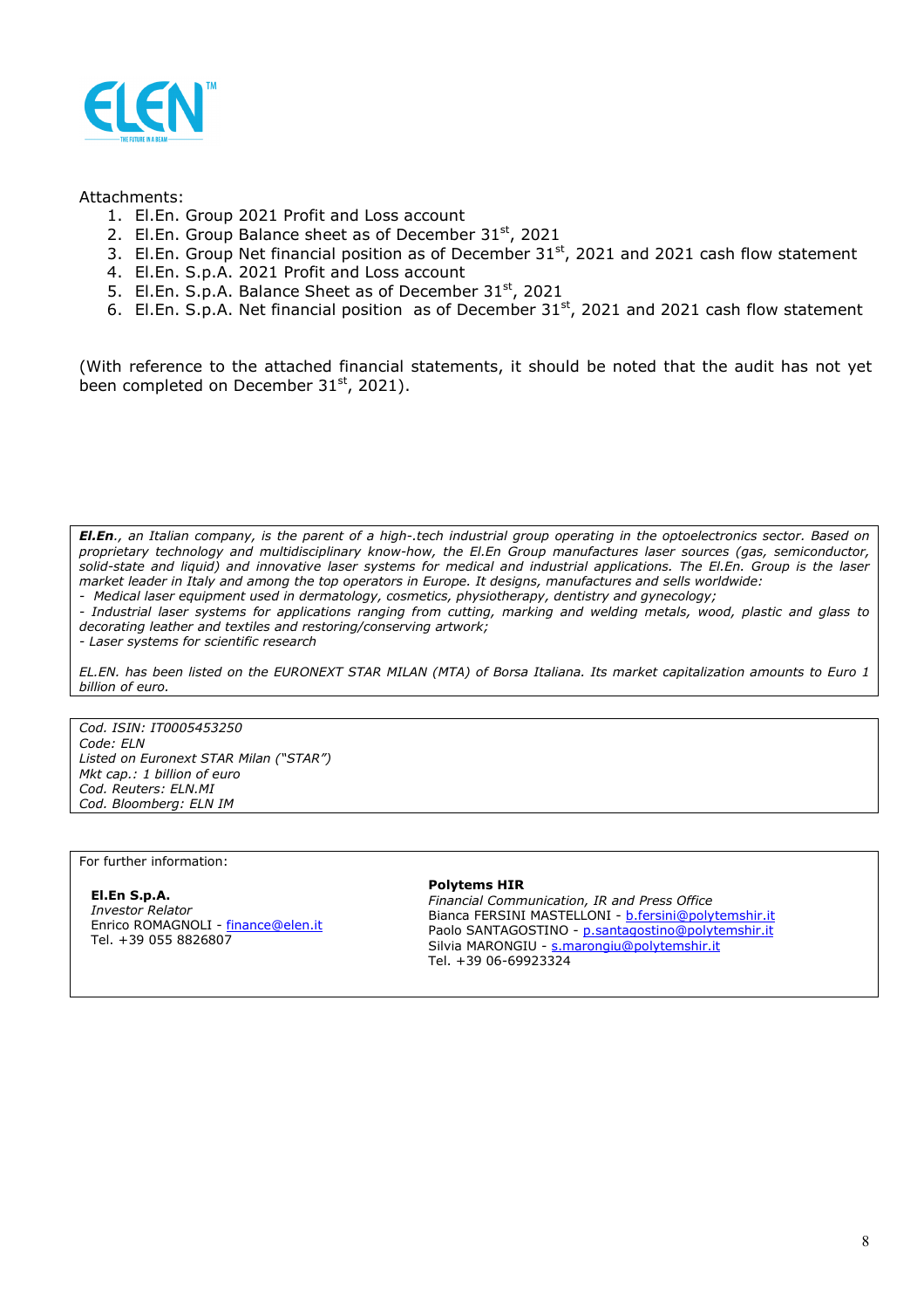Attachments:

1. El.En. Group 2021 Profit and Loss account
2. El.En. Group Balance sheet as of December 31st, 2021
3. El.En. Group Net financial position as of December 31st, 2021 and 2021 cash flow statement
4. El.En. S.p.A. 2021 Profit and Loss account
5. El.En. S.p.A. Balance Sheet as of December 31st, 2021
6. El.En. S.p.A. Net financial position as of December 31st, 2021 and 2021 cash flow statement

(With reference to the attached financial statements, it should be noted that the audit has not yet been completed on December 31st, 2021).

***El.En.**, an Italian company, is the parent of a high-.tech industrial group operating in the optoelectronics sector. Based on proprietary technology and multidisciplinary know-how, the El.En Group manufactures laser sources (gas, semiconductor, solid-state and liquid) and innovative laser systems for medical and industrial applications. The El.En. Group is the laser market leader in Italy and among the top operators in Europe. It designs, manufactures and sells worldwide:*

*- Medical laser equipment used in dermatology, cosmetics, physiotherapy, dentistry and gynecology;*

*- Industrial laser systems for applications ranging from cutting, marking and welding metals, wood, plastic and glass to decorating leather and textiles and restoring/conserving artwork;*

*- Laser systems for scientific research*

*EL.EN. has been listed on the EURONEXT STAR MILAN (MTA) of Borsa Italiana. Its market capitalization amounts to Euro 1 billion of euro.*

*Cod. ISIN: IT0005453250*
*Code: ELN*
*Listed on Euronext STAR Milan ("STAR")*
*Mkt cap.: 1 billion of euro*
*Cod. Reuters: ELN.MI*
*Cod. Bloomberg: ELN IM*

For further information:

**El.En S.p.A.**
*Investor Relator*
Enrico ROMAGNOLI - finance@elen.it
Tel. +39 055 8826807

**Polytems HIR**
*Financial Communication, IR and Press Office*
Bianca FERSINI MASTELLONI - b.fersini@polytemshir.it
Paolo SANTAGOSTINO - p.santagostino@polytemshir.it
Silvia MARONGIU - s.marongiu@polytemshir.it
Tel. +39 06-69923324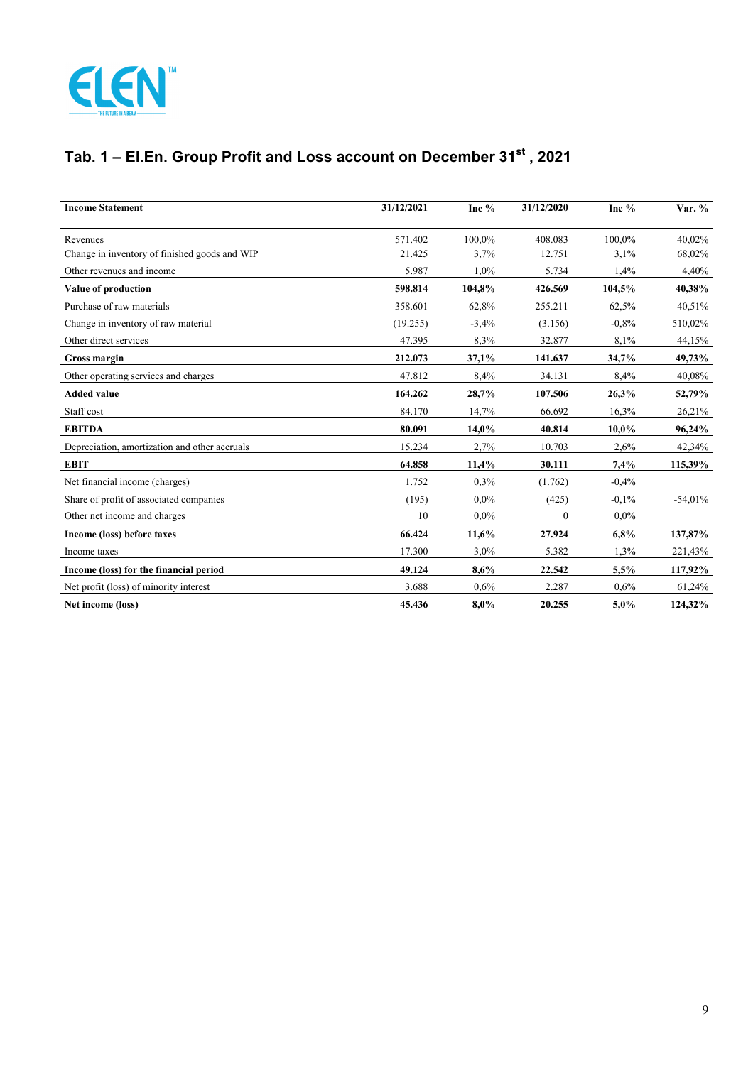## Tab. 1 – El.En. Group Profit and Loss account on December 31st , 2021

| Income Statement | 31/12/2021 | Inc % | 31/12/2020 | Inc % | Var. % |
|---|---|---|---|---|---|
| Revenues | 571.402 | 100,0% | 408.083 | 100,0% | 40,02% |
| Change in inventory of finished goods and WIP | 21.425 | 3,7% | 12.751 | 3,1% | 68,02% |
| Other revenues and income | 5.987 | 1,0% | 5.734 | 1,4% | 4,40% |
| **Value of production** | **598.814** | **104,8%** | **426.569** | **104,5%** | **40,38%** |
| Purchase of raw materials | 358.601 | 62,8% | 255.211 | 62,5% | 40,51% |
| Change in inventory of raw material | (19.255) | -3,4% | (3.156) | -0,8% | 510,02% |
| Other direct services | 47.395 | 8,3% | 32.877 | 8,1% | 44,15% |
| **Gross margin** | **212.073** | **37,1%** | **141.637** | **34,7%** | **49,73%** |
| Other operating services and charges | 47.812 | 8,4% | 34.131 | 8,4% | 40,08% |
| **Added value** | **164.262** | **28,7%** | **107.506** | **26,3%** | **52,79%** |
| Staff cost | 84.170 | 14,7% | 66.692 | 16,3% | 26,21% |
| **EBITDA** | **80.091** | **14,0%** | **40.814** | **10,0%** | **96,24%** |
| Depreciation, amortization and other accruals | 15.234 | 2,7% | 10.703 | 2,6% | 42,34% |
| **EBIT** | **64.858** | **11,4%** | **30.111** | **7,4%** | **115,39%** |
| Net financial income (charges) | 1.752 | 0,3% | (1.762) | -0,4% | |
| Share of profit of associated companies | (195) | 0,0% | (425) | -0,1% | -54,01% |
| Other net income and charges | 10 | 0,0% | 0 | 0,0% | |
| **Income (loss) before taxes** | **66.424** | **11,6%** | **27.924** | **6,8%** | **137,87%** |
| Income taxes | 17.300 | 3,0% | 5.382 | 1,3% | 221,43% |
| **Income (loss) for the financial period** | **49.124** | **8,6%** | **22.542** | **5,5%** | **117,92%** |
| Net profit (loss) of minority interest | 3.688 | 0,6% | 2.287 | 0,6% | 61,24% |
| **Net income (loss)** | **45.436** | **8,0%** | **20.255** | **5,0%** | **124,32%** |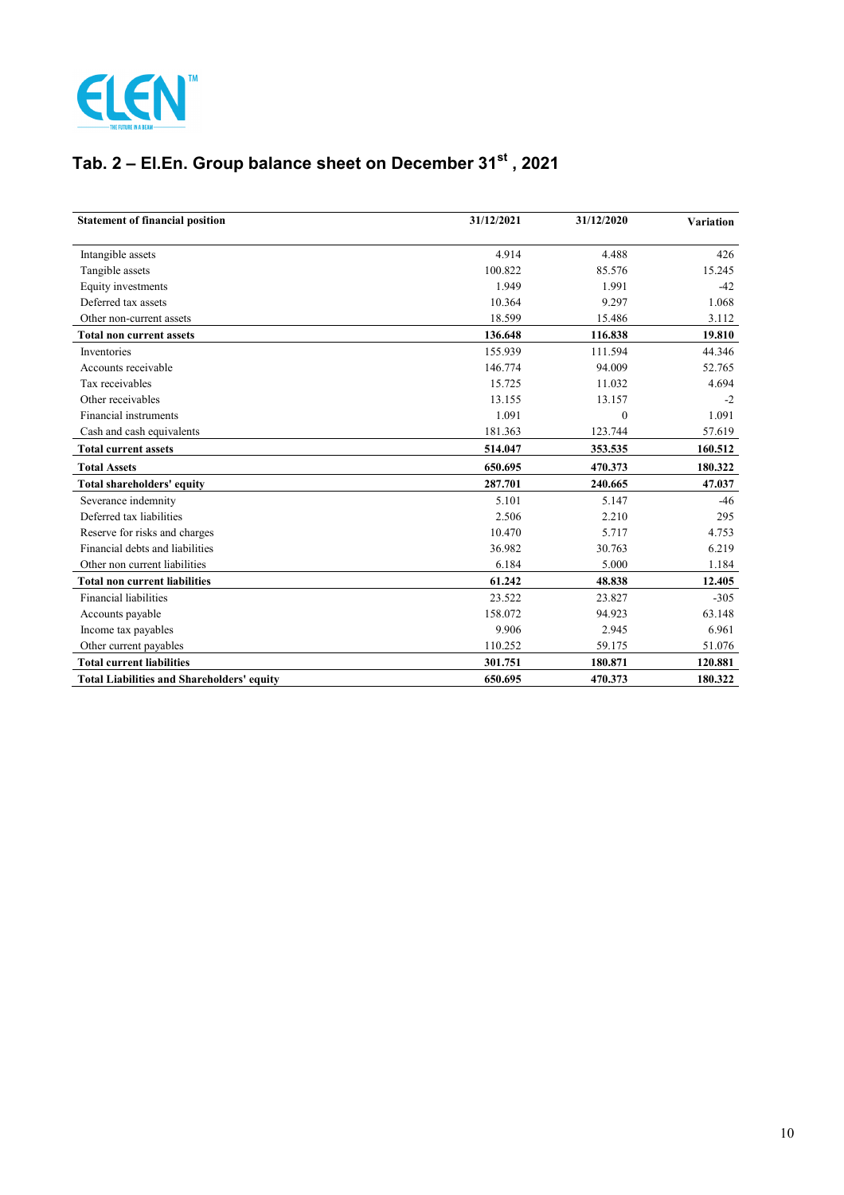## Tab. 2 – El.En. Group balance sheet on December 31st , 2021

| Statement of financial position | 31/12/2021 | 31/12/2020 | Variation |
|---|---|---|---|
| Intangible assets | 4.914 | 4.488 | 426 |
| Tangible assets | 100.822 | 85.576 | 15.245 |
| Equity investments | 1.949 | 1.991 | -42 |
| Deferred tax assets | 10.364 | 9.297 | 1.068 |
| Other non-current assets | 18.599 | 15.486 | 3.112 |
| **Total non current assets** | **136.648** | **116.838** | **19.810** |
| Inventories | 155.939 | 111.594 | 44.346 |
| Accounts receivable | 146.774 | 94.009 | 52.765 |
| Tax receivables | 15.725 | 11.032 | 4.694 |
| Other receivables | 13.155 | 13.157 | -2 |
| Financial instruments | 1.091 | 0 | 1.091 |
| Cash and cash equivalents | 181.363 | 123.744 | 57.619 |
| **Total current assets** | **514.047** | **353.535** | **160.512** |
| **Total Assets** | **650.695** | **470.373** | **180.322** |
| **Total shareholders' equity** | **287.701** | **240.665** | **47.037** |
| Severance indemnity | 5.101 | 5.147 | -46 |
| Deferred tax liabilities | 2.506 | 2.210 | 295 |
| Reserve for risks and charges | 10.470 | 5.717 | 4.753 |
| Financial debts and liabilities | 36.982 | 30.763 | 6.219 |
| Other non current liabilities | 6.184 | 5.000 | 1.184 |
| **Total non current liabilities** | **61.242** | **48.838** | **12.405** |
| Financial liabilities | 23.522 | 23.827 | -305 |
| Accounts payable | 158.072 | 94.923 | 63.148 |
| Income tax payables | 9.906 | 2.945 | 6.961 |
| Other current payables | 110.252 | 59.175 | 51.076 |
| **Total current liabilities** | **301.751** | **180.871** | **120.881** |
| **Total Liabilities and Shareholders' equity** | **650.695** | **470.373** | **180.322** |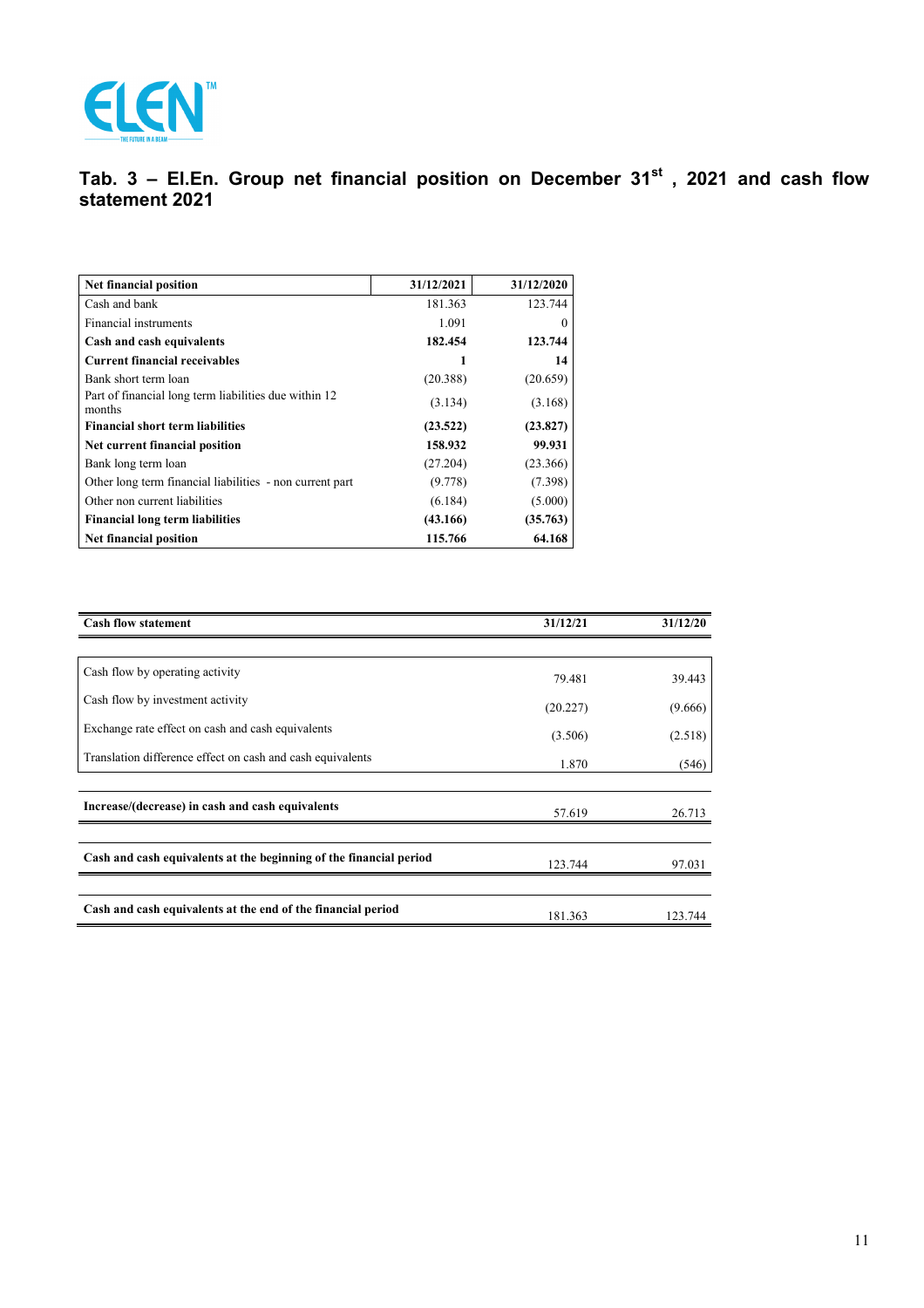## Tab. 3 – El.En. Group net financial position on December 31st , 2021 and cash flow statement 2021

| **Net financial position** | **31/12/2021** | **31/12/2020** |
|---|---|---|
| Cash and bank | 181.363 | 123.744 |
| Financial instruments | 1.091 | 0 |
| **Cash and cash equivalents** | **182.454** | **123.744** |
| **Current financial receivables** | **1** | **14** |
| Bank short term loan | (20.388) | (20.659) |
| Part of financial long term liabilities due within 12 months | (3.134) | (3.168) |
| **Financial short term liabilities** | **(23.522)** | **(23.827)** |
| **Net current financial position** | **158.932** | **99.931** |
| Bank long term loan | (27.204) | (23.366) |
| Other long term financial liabilities - non current part | (9.778) | (7.398) |
| Other non current liabilities | (6.184) | (5.000) |
| **Financial long term liabilities** | **(43.166)** | **(35.763)** |
| **Net financial position** | **115.766** | **64.168** |

| **Cash flow statement** | **31/12/21** | **31/12/20** |
|---|---|---|
| Cash flow by operating activity | 79.481 | 39.443 |
| Cash flow by investment activity | (20.227) | (9.666) |
| Exchange rate effect on cash and cash equivalents | (3.506) | (2.518) |
| Translation difference effect on cash and cash equivalents | 1.870 | (546) |
| **Increase/(decrease) in cash and cash equivalents** | 57.619 | 26.713 |
| **Cash and cash equivalents at the beginning of the financial period** | 123.744 | 97.031 |
| **Cash and cash equivalents at the end of the financial period** | 181.363 | 123.744 |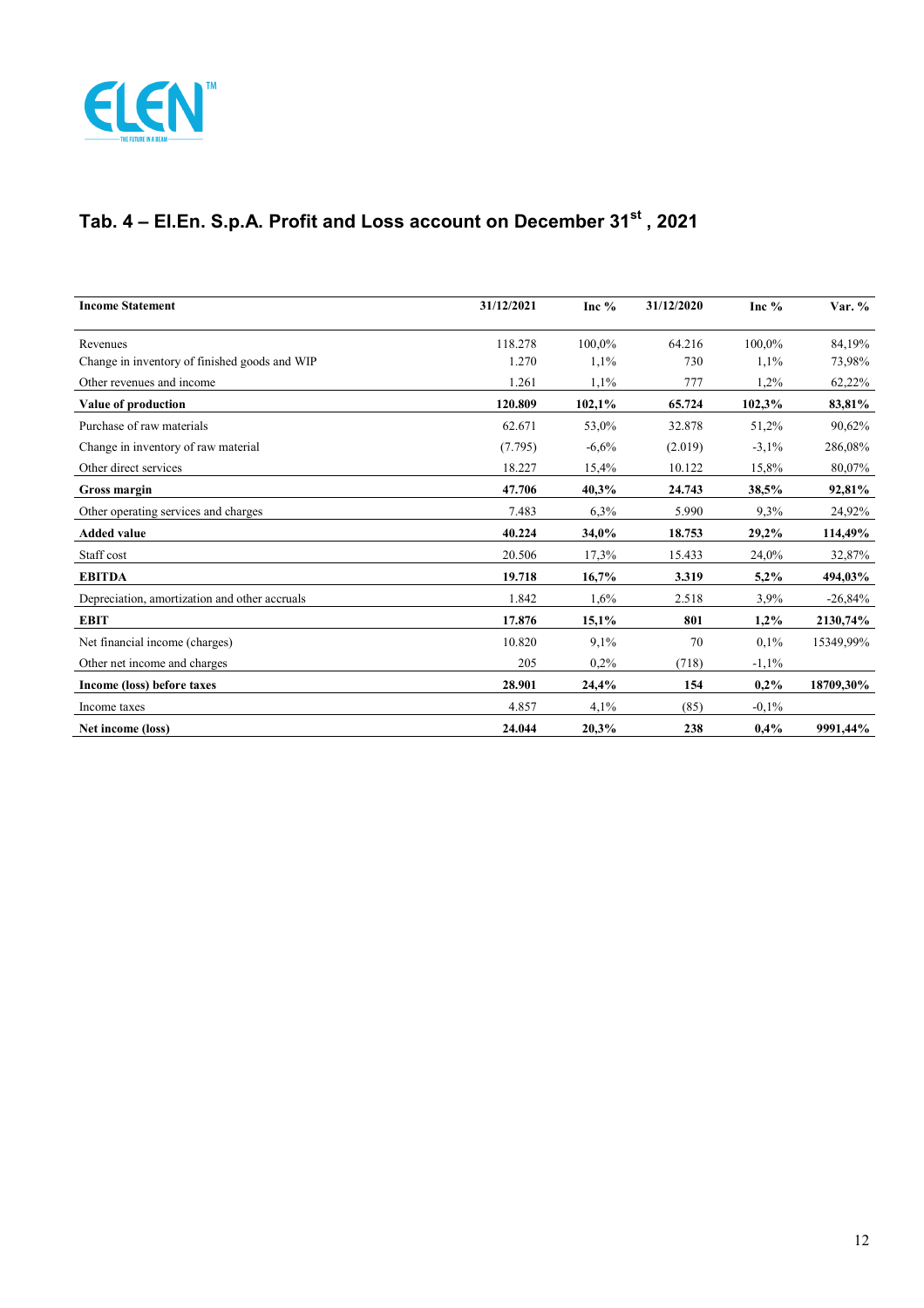## Tab. 4 – El.En. S.p.A. Profit and Loss account on December 31st , 2021

| **Income Statement** | **31/12/2021** | **Inc %** | **31/12/2020** | **Inc %** | **Var. %** |
|---|---|---|---|---|---|
| Revenues | 118.278 | 100,0% | 64.216 | 100,0% | 84,19% |
| Change in inventory of finished goods and WIP | 1.270 | 1,1% | 730 | 1,1% | 73,98% |
| Other revenues and income | 1.261 | 1,1% | 777 | 1,2% | 62,22% |
| **Value of production** | **120.809** | **102,1%** | **65.724** | **102,3%** | **83,81%** |
| Purchase of raw materials | 62.671 | 53,0% | 32.878 | 51,2% | 90,62% |
| Change in inventory of raw material | (7.795) | -6,6% | (2.019) | -3,1% | 286,08% |
| Other direct services | 18.227 | 15,4% | 10.122 | 15,8% | 80,07% |
| **Gross margin** | **47.706** | **40,3%** | **24.743** | **38,5%** | **92,81%** |
| Other operating services and charges | 7.483 | 6,3% | 5.990 | 9,3% | 24,92% |
| **Added value** | **40.224** | **34,0%** | **18.753** | **29,2%** | **114,49%** |
| Staff cost | 20.506 | 17,3% | 15.433 | 24,0% | 32,87% |
| **EBITDA** | **19.718** | **16,7%** | **3.319** | **5,2%** | **494,03%** |
| Depreciation, amortization and other accruals | 1.842 | 1,6% | 2.518 | 3,9% | -26,84% |
| **EBIT** | **17.876** | **15,1%** | **801** | **1,2%** | **2130,74%** |
| Net financial income (charges) | 10.820 | 9,1% | 70 | 0,1% | 15349,99% |
| Other net income and charges | 205 | 0,2% | (718) | -1,1% | |
| **Income (loss) before taxes** | **28.901** | **24,4%** | **154** | **0,2%** | **18709,30%** |
| Income taxes | 4.857 | 4,1% | (85) | -0,1% | |
| **Net income (loss)** | **24.044** | **20,3%** | **238** | **0,4%** | **9991,44%** |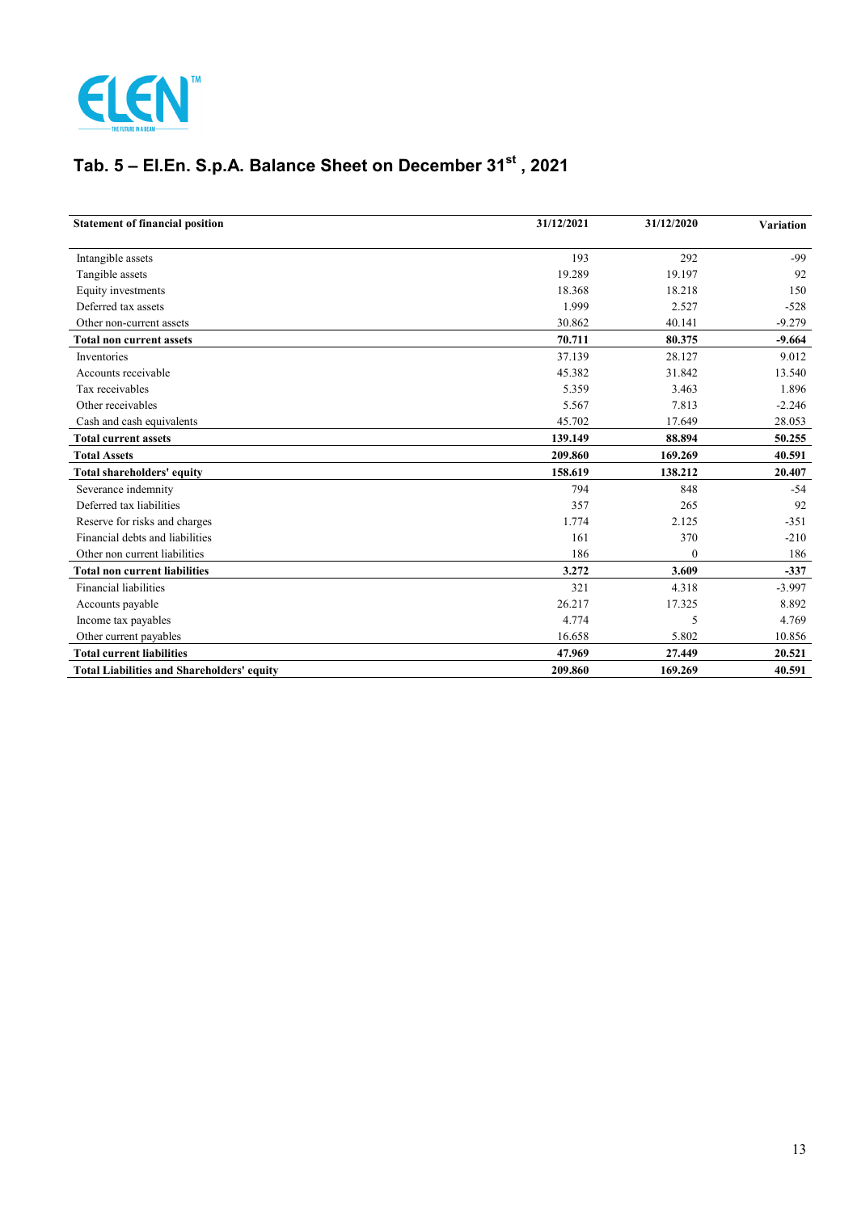## Tab. 5 – El.En. S.p.A. Balance Sheet on December 31st , 2021

| Statement of financial position | 31/12/2021 | 31/12/2020 | Variation |
|---|---|---|---|
| Intangible assets | 193 | 292 | -99 |
| Tangible assets | 19.289 | 19.197 | 92 |
| Equity investments | 18.368 | 18.218 | 150 |
| Deferred tax assets | 1.999 | 2.527 | -528 |
| Other non-current assets | 30.862 | 40.141 | -9.279 |
| **Total non current assets** | **70.711** | **80.375** | **-9.664** |
| Inventories | 37.139 | 28.127 | 9.012 |
| Accounts receivable | 45.382 | 31.842 | 13.540 |
| Tax receivables | 5.359 | 3.463 | 1.896 |
| Other receivables | 5.567 | 7.813 | -2.246 |
| Cash and cash equivalents | 45.702 | 17.649 | 28.053 |
| **Total current assets** | **139.149** | **88.894** | **50.255** |
| **Total Assets** | **209.860** | **169.269** | **40.591** |
| **Total shareholders' equity** | **158.619** | **138.212** | **20.407** |
| Severance indemnity | 794 | 848 | -54 |
| Deferred tax liabilities | 357 | 265 | 92 |
| Reserve for risks and charges | 1.774 | 2.125 | -351 |
| Financial debts and liabilities | 161 | 370 | -210 |
| Other non current liabilities | 186 | 0 | 186 |
| **Total non current liabilities** | **3.272** | **3.609** | **-337** |
| Financial liabilities | 321 | 4.318 | -3.997 |
| Accounts payable | 26.217 | 17.325 | 8.892 |
| Income tax payables | 4.774 | 5 | 4.769 |
| Other current payables | 16.658 | 5.802 | 10.856 |
| **Total current liabilities** | **47.969** | **27.449** | **20.521** |
| **Total Liabilities and Shareholders' equity** | **209.860** | **169.269** | **40.591** |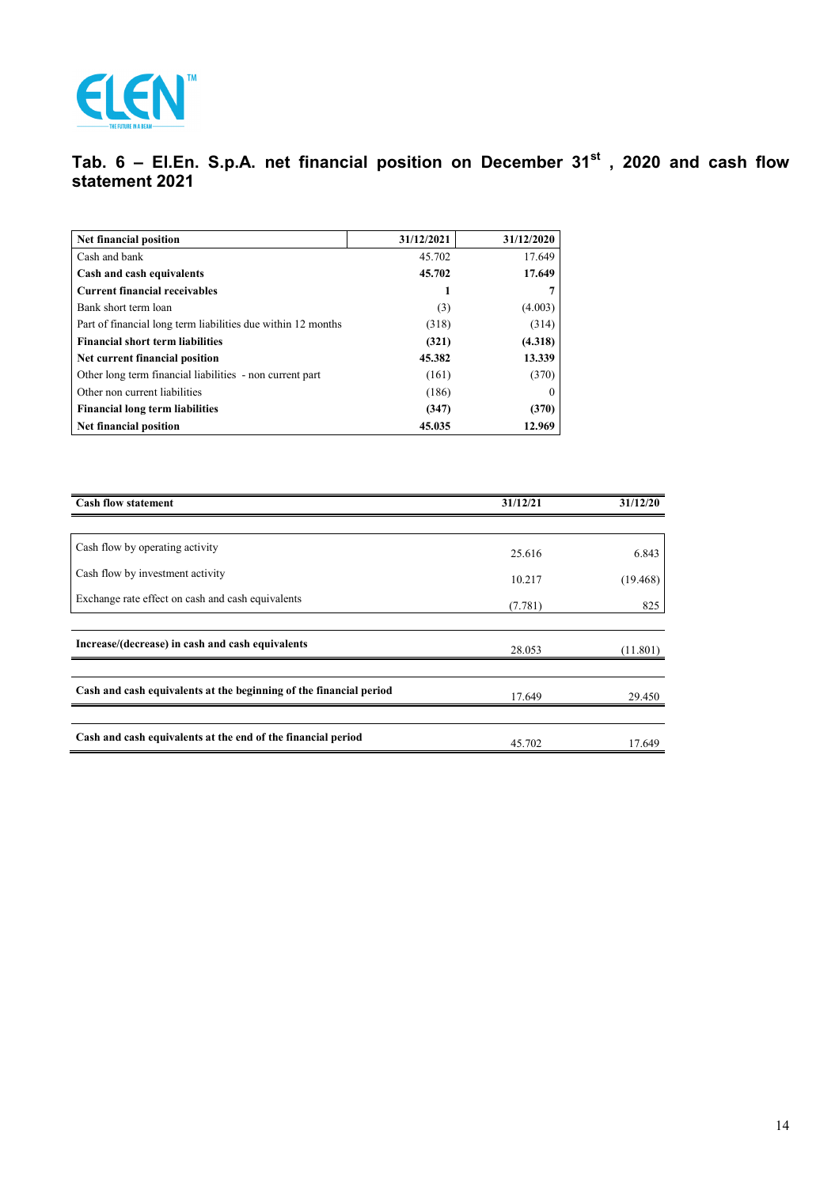## Tab. 6 – El.En. S.p.A. net financial position on December 31st , 2020 and cash flow statement 2021

| **Net financial position** | **31/12/2021** | **31/12/2020** |
|---|---|---|
| Cash and bank | 45.702 | 17.649 |
| **Cash and cash equivalents** | **45.702** | **17.649** |
| **Current financial receivables** | **1** | **7** |
| Bank short term loan | (3) | (4.003) |
| Part of financial long term liabilities due within 12 months | (318) | (314) |
| **Financial short term liabilities** | **(321)** | **(4.318)** |
| **Net current financial position** | **45.382** | **13.339** |
| Other long term financial liabilities - non current part | (161) | (370) |
| Other non current liabilities | (186) | 0 |
| **Financial long term liabilities** | **(347)** | **(370)** |
| **Net financial position** | **45.035** | **12.969** |

| **Cash flow statement** | **31/12/21** | **31/12/20** |
|---|---|---|
| Cash flow by operating activity | 25.616 | 6.843 |
| Cash flow by investment activity | 10.217 | (19.468) |
| Exchange rate effect on cash and cash equivalents | (7.781) | 825 |
| **Increase/(decrease) in cash and cash equivalents** | 28.053 | (11.801) |
| **Cash and cash equivalents at the beginning of the financial period** | 17.649 | 29.450 |
| **Cash and cash equivalents at the end of the financial period** | 45.702 | 17.649 |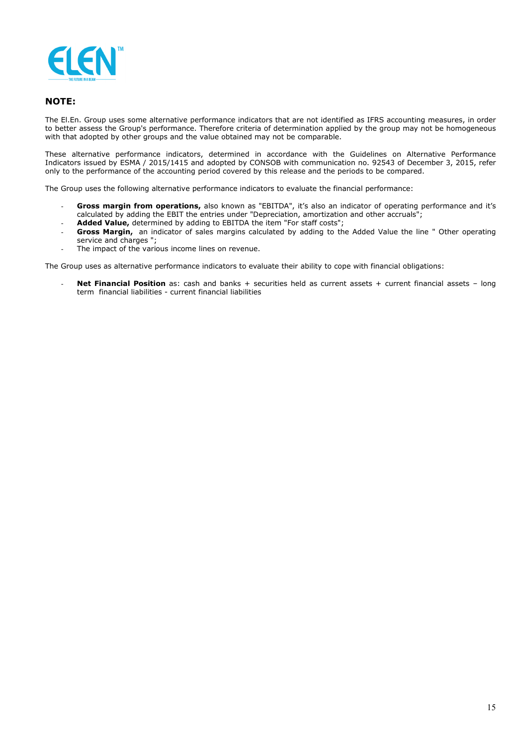## NOTE:

The El.En. Group uses some alternative performance indicators that are not identified as IFRS accounting measures, in order to better assess the Group's performance. Therefore criteria of determination applied by the group may not be homogeneous with that adopted by other groups and the value obtained may not be comparable.

These alternative performance indicators, determined in accordance with the Guidelines on Alternative Performance Indicators issued by ESMA / 2015/1415 and adopted by CONSOB with communication no. 92543 of December 3, 2015, refer only to the performance of the accounting period covered by this release and the periods to be compared.

The Group uses the following alternative performance indicators to evaluate the financial performance:

- **Gross margin from operations,** also known as "EBITDA", it's also an indicator of operating performance and it's calculated by adding the EBIT the entries under "Depreciation, amortization and other accruals";
- **Added Value,** determined by adding to EBITDA the item "For staff costs";
- **Gross Margin,** an indicator of sales margins calculated by adding to the Added Value the line " Other operating service and charges ";
- The impact of the various income lines on revenue.

The Group uses as alternative performance indicators to evaluate their ability to cope with financial obligations:

- **Net Financial Position** as: cash and banks + securities held as current assets + current financial assets – long term financial liabilities - current financial liabilities